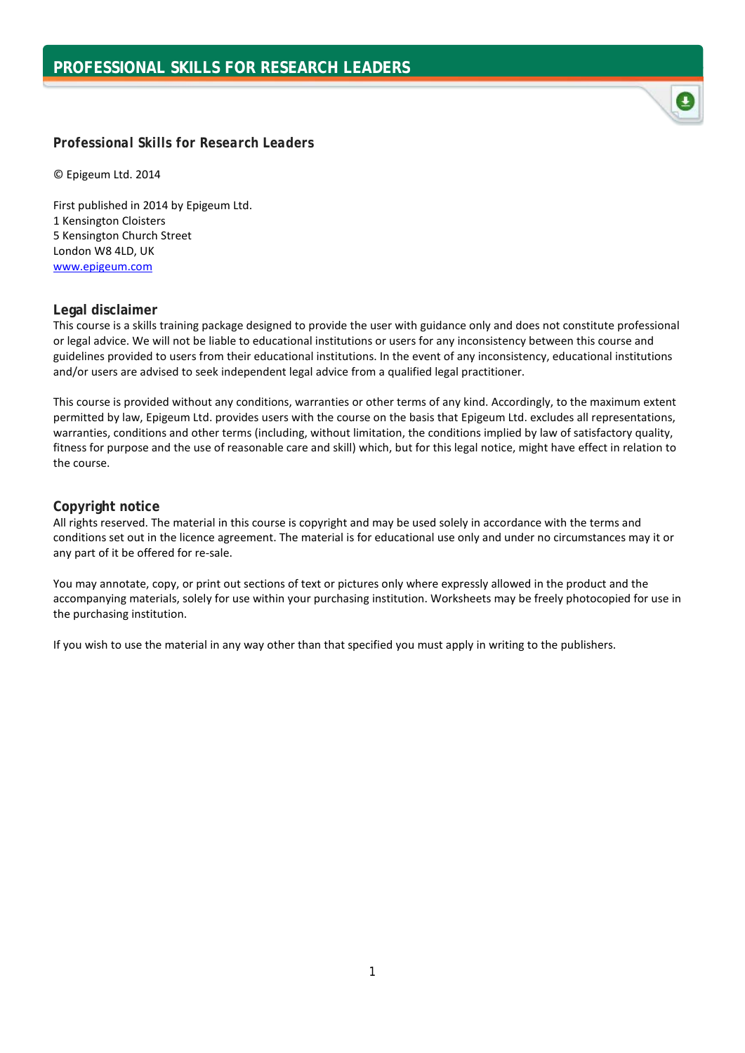# PROFESSIONAL SKILLS FOR RESEARCH LEADERS

## Professional Skills for Research Leaders

© Epigeum Ltd. 2014

First published in 2014 by Epigeum Ltd.
1 Kensington Cloisters
5 Kensington Church Street
London W8 4LD, UK
www.epigeum.com

### Legal disclaimer

This course is a skills training package designed to provide the user with guidance only and does not constitute professional or legal advice. We will not be liable to educational institutions or users for any inconsistency between this course and guidelines provided to users from their educational institutions. In the event of any inconsistency, educational institutions and/or users are advised to seek independent legal advice from a qualified legal practitioner.

This course is provided without any conditions, warranties or other terms of any kind. Accordingly, to the maximum extent permitted by law, Epigeum Ltd. provides users with the course on the basis that Epigeum Ltd. excludes all representations, warranties, conditions and other terms (including, without limitation, the conditions implied by law of satisfactory quality, fitness for purpose and the use of reasonable care and skill) which, but for this legal notice, might have effect in relation to the course.

### Copyright notice

All rights reserved. The material in this course is copyright and may be used solely in accordance with the terms and conditions set out in the licence agreement. The material is for educational use only and under no circumstances may it or any part of it be offered for re-sale.

You may annotate, copy, or print out sections of text or pictures only where expressly allowed in the product and the accompanying materials, solely for use within your purchasing institution. Worksheets may be freely photocopied for use in the purchasing institution.

If you wish to use the material in any way other than that specified you must apply in writing to the publishers.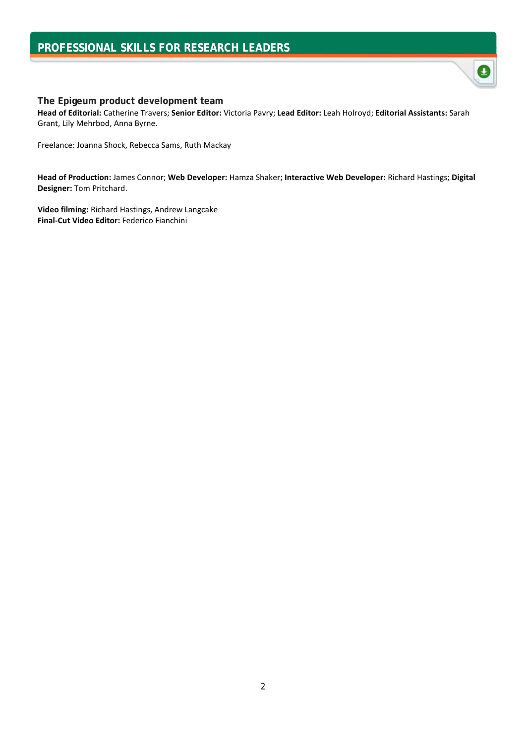## The Epigeum product development team

**Head of Editorial:** Catherine Travers; **Senior Editor:** Victoria Pavry; **Lead Editor:** Leah Holroyd; **Editorial Assistants:** Sarah Grant, Lily Mehrbod, Anna Byrne.

Freelance: Joanna Shock, Rebecca Sams, Ruth Mackay

**Head of Production:** James Connor; **Web Developer:** Hamza Shaker; **Interactive Web Developer:** Richard Hastings; **Digital Designer:** Tom Pritchard.

**Video filming:** Richard Hastings, Andrew Langcake
**Final-Cut Video Editor:** Federico Fianchini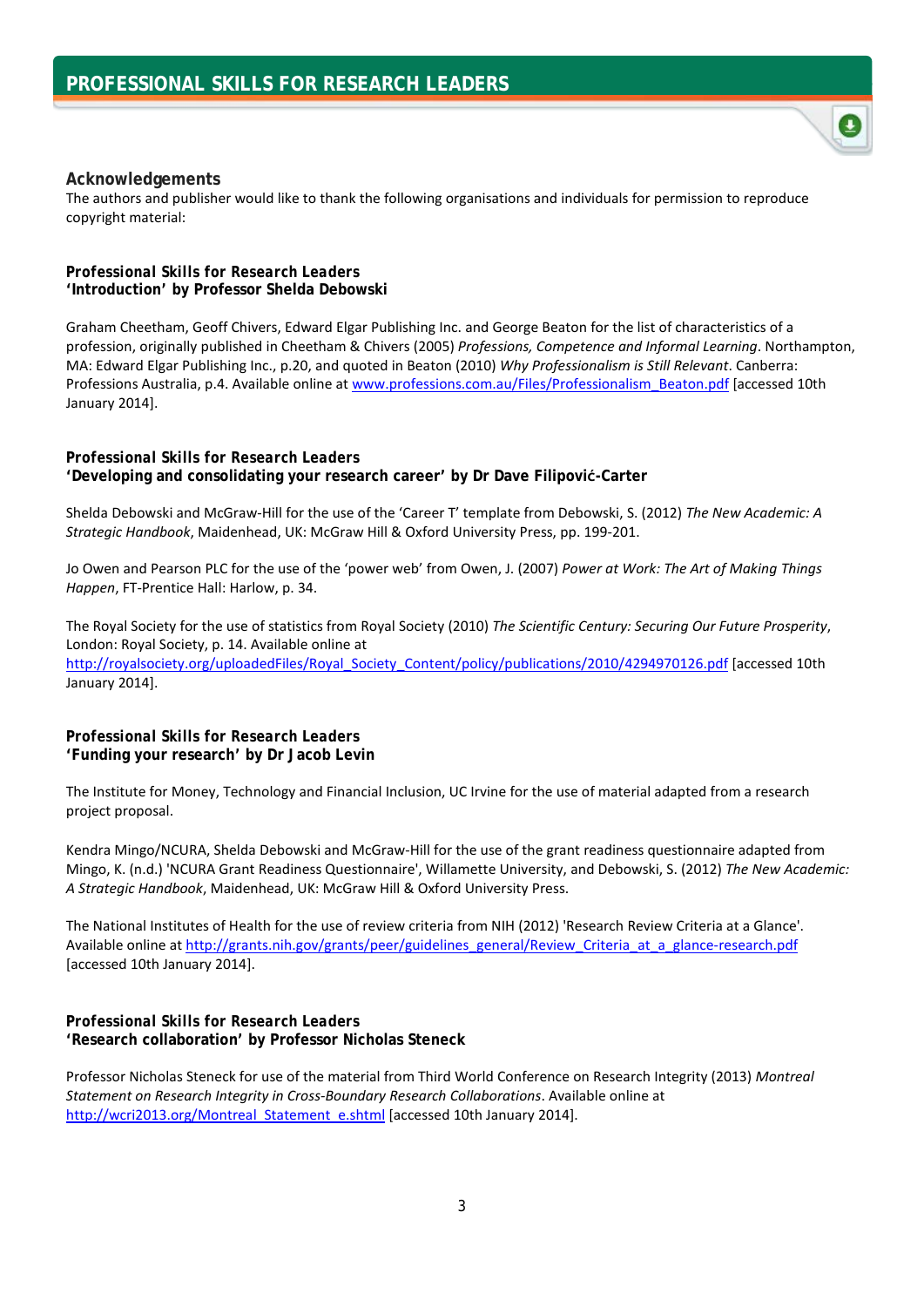## Acknowledgements

The authors and publisher would like to thank the following organisations and individuals for permission to reproduce copyright material:

### Professional Skills for Research Leaders
### 'Introduction' by Professor Shelda Debowski

Graham Cheetham, Geoff Chivers, Edward Elgar Publishing Inc. and George Beaton for the list of characteristics of a profession, originally published in Cheetham & Chivers (2005) *Professions, Competence and Informal Learning*. Northampton, MA: Edward Elgar Publishing Inc., p.20, and quoted in Beaton (2010) *Why Professionalism is Still Relevant*. Canberra: Professions Australia, p.4. Available online at www.professions.com.au/Files/Professionalism_Beaton.pdf [accessed 10th January 2014].

### Professional Skills for Research Leaders
### 'Developing and consolidating your research career' by Dr Dave Filipović-Carter

Shelda Debowski and McGraw-Hill for the use of the 'Career T' template from Debowski, S. (2012) *The New Academic: A Strategic Handbook*, Maidenhead, UK: McGraw Hill & Oxford University Press, pp. 199-201.

Jo Owen and Pearson PLC for the use of the 'power web' from Owen, J. (2007) *Power at Work: The Art of Making Things Happen*, FT-Prentice Hall: Harlow, p. 34.

The Royal Society for the use of statistics from Royal Society (2010) *The Scientific Century: Securing Our Future Prosperity*, London: Royal Society, p. 14. Available online at http://royalsociety.org/uploadedFiles/Royal_Society_Content/policy/publications/2010/4294970126.pdf [accessed 10th January 2014].

### Professional Skills for Research Leaders
### 'Funding your research' by Dr Jacob Levin

The Institute for Money, Technology and Financial Inclusion, UC Irvine for the use of material adapted from a research project proposal.

Kendra Mingo/NCURA, Shelda Debowski and McGraw-Hill for the use of the grant readiness questionnaire adapted from Mingo, K. (n.d.) 'NCURA Grant Readiness Questionnaire', Willamette University, and Debowski, S. (2012) *The New Academic: A Strategic Handbook*, Maidenhead, UK: McGraw Hill & Oxford University Press.

The National Institutes of Health for the use of review criteria from NIH (2012) 'Research Review Criteria at a Glance'. Available online at http://grants.nih.gov/grants/peer/guidelines_general/Review_Criteria_at_a_glance-research.pdf [accessed 10th January 2014].

### Professional Skills for Research Leaders
### 'Research collaboration' by Professor Nicholas Steneck

Professor Nicholas Steneck for use of the material from Third World Conference on Research Integrity (2013) *Montreal Statement on Research Integrity in Cross-Boundary Research Collaborations*. Available online at http://wcri2013.org/Montreal_Statement_e.shtml [accessed 10th January 2014].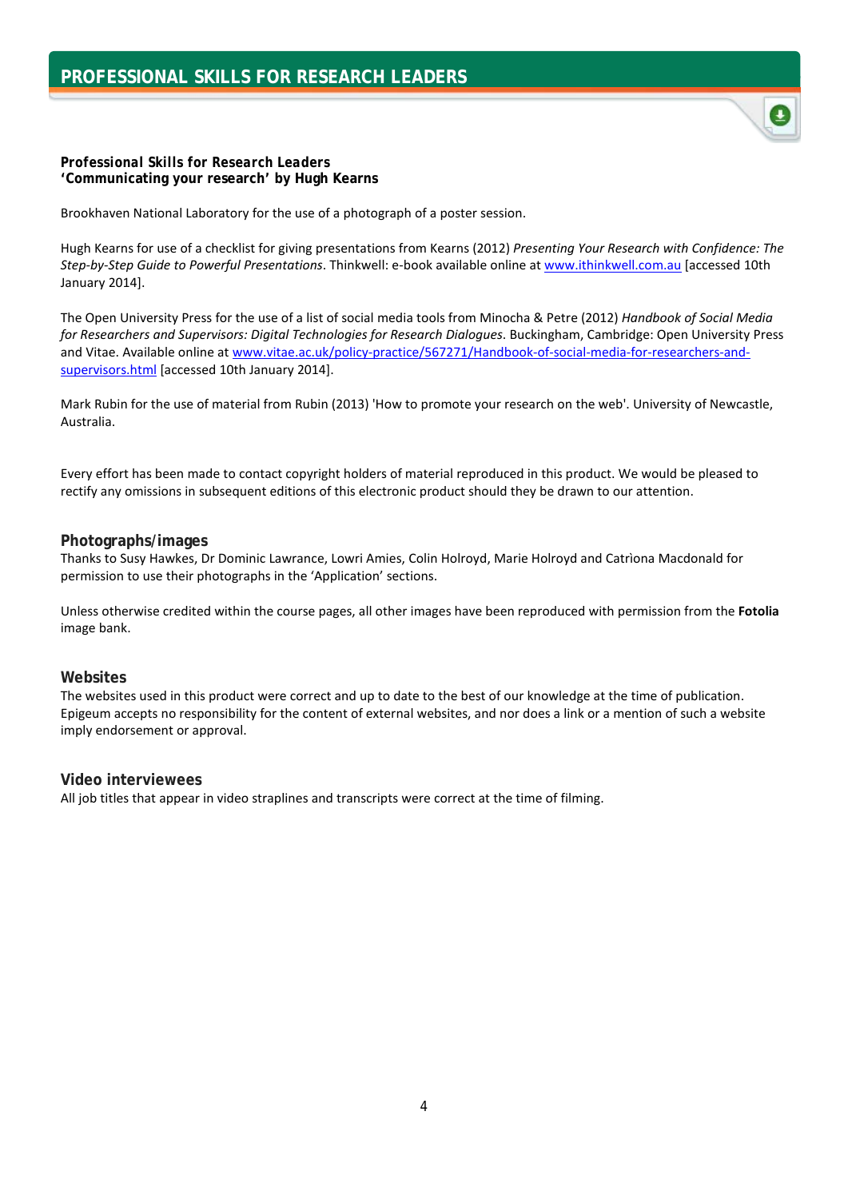**Professional Skills for Research Leaders**
**'Communicating your research' by Hugh Kearns**

Brookhaven National Laboratory for the use of a photograph of a poster session.

Hugh Kearns for use of a checklist for giving presentations from Kearns (2012) *Presenting Your Research with Confidence: The Step-by-Step Guide to Powerful Presentations*. Thinkwell: e-book available online at [www.ithinkwell.com.au](http://www.ithinkwell.com.au) [accessed 10th January 2014].

The Open University Press for the use of a list of social media tools from Minocha & Petre (2012) *Handbook of Social Media for Researchers and Supervisors: Digital Technologies for Research Dialogues*. Buckingham, Cambridge: Open University Press and Vitae. Available online at [www.vitae.ac.uk/policy-practice/567271/Handbook-of-social-media-for-researchers-and-supervisors.html](http://www.vitae.ac.uk/policy-practice/567271/Handbook-of-social-media-for-researchers-and-supervisors.html) [accessed 10th January 2014].

Mark Rubin for the use of material from Rubin (2013) 'How to promote your research on the web'. University of Newcastle, Australia.

Every effort has been made to contact copyright holders of material reproduced in this product. We would be pleased to rectify any omissions in subsequent editions of this electronic product should they be drawn to our attention.

## Photographs/images

Thanks to Susy Hawkes, Dr Dominic Lawrance, Lowri Amies, Colin Holroyd, Marie Holroyd and Catrìona Macdonald for permission to use their photographs in the 'Application' sections.

Unless otherwise credited within the course pages, all other images have been reproduced with permission from the **Fotolia** image bank.

## Websites

The websites used in this product were correct and up to date to the best of our knowledge at the time of publication. Epigeum accepts no responsibility for the content of external websites, and nor does a link or a mention of such a website imply endorsement or approval.

## Video interviewees

All job titles that appear in video straplines and transcripts were correct at the time of filming.